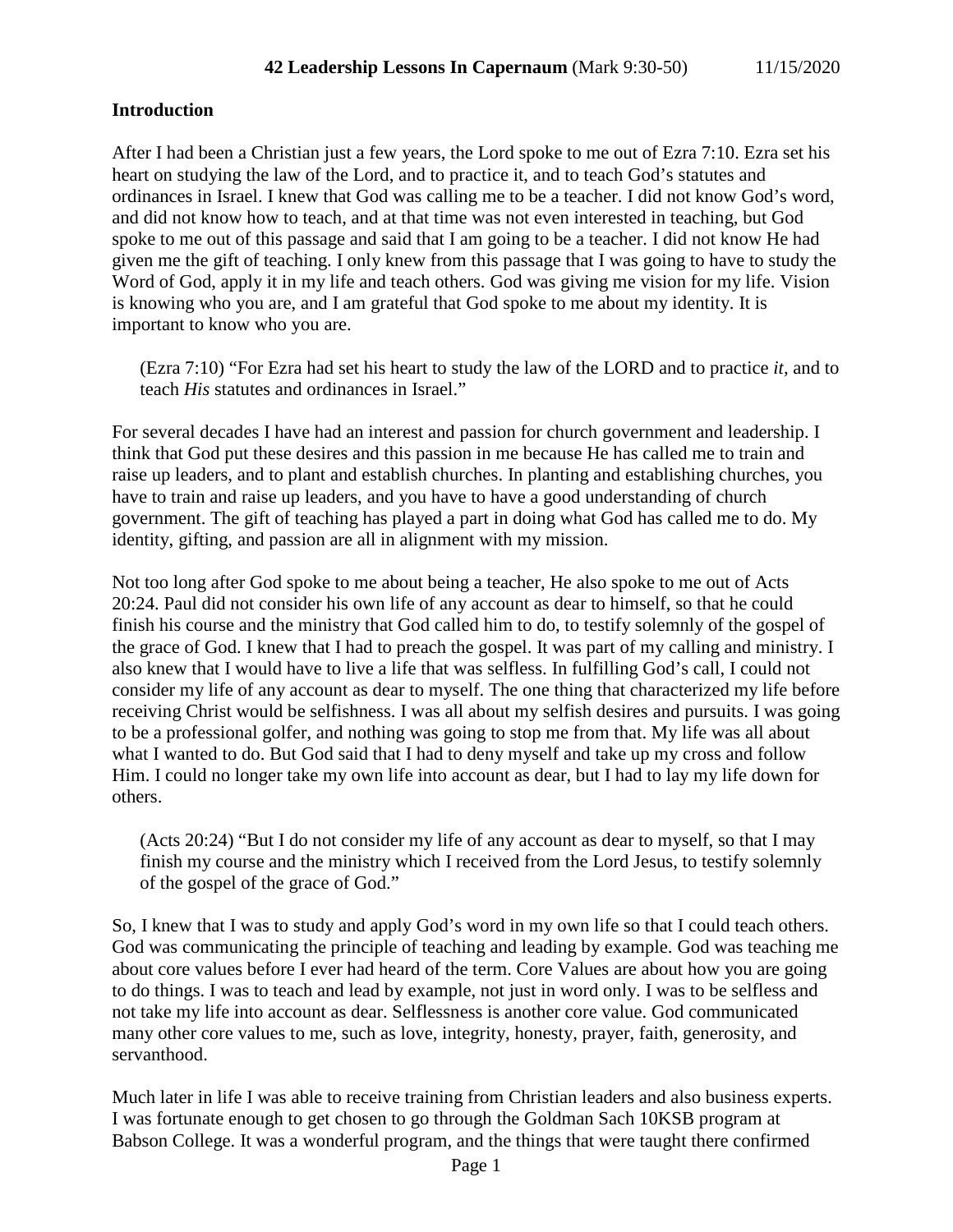**42 Leadership Lessons In Capernaum** (Mark 9:30-50) 11/15/2020

**Introduction**

After I had been a Christian just a few years, the Lord spoke to me out of Ezra 7:10. Ezra set his heart on studying the law of the Lord, and to practice it, and to teach God's statutes and ordinances in Israel. I knew that God was calling me to be a teacher. I did not know God's word, and did not know how to teach, and at that time was not even interested in teaching, but God spoke to me out of this passage and said that I am going to be a teacher. I did not know He had given me the gift of teaching. I only knew from this passage that I was going to have to study the Word of God, apply it in my life and teach others. God was giving me vision for my life. Vision is knowing who you are, and I am grateful that God spoke to me about my identity. It is important to know who you are.

> (Ezra 7:10) "For Ezra had set his heart to study the law of the LORD and to practice *it*, and to teach *His* statutes and ordinances in Israel."

For several decades I have had an interest and passion for church government and leadership. I think that God put these desires and this passion in me because He has called me to train and raise up leaders, and to plant and establish churches. In planting and establishing churches, you have to train and raise up leaders, and you have to have a good understanding of church government. The gift of teaching has played a part in doing what God has called me to do. My identity, gifting, and passion are all in alignment with my mission.

Not too long after God spoke to me about being a teacher, He also spoke to me out of Acts 20:24. Paul did not consider his own life of any account as dear to himself, so that he could finish his course and the ministry that God called him to do, to testify solemnly of the gospel of the grace of God. I knew that I had to preach the gospel. It was part of my calling and ministry. I also knew that I would have to live a life that was selfless. In fulfilling God's call, I could not consider my life of any account as dear to myself. The one thing that characterized my life before receiving Christ would be selfishness. I was all about my selfish desires and pursuits. I was going to be a professional golfer, and nothing was going to stop me from that. My life was all about what I wanted to do. But God said that I had to deny myself and take up my cross and follow Him. I could no longer take my own life into account as dear, but I had to lay my life down for others.

> (Acts 20:24) "But I do not consider my life of any account as dear to myself, so that I may finish my course and the ministry which I received from the Lord Jesus, to testify solemnly of the gospel of the grace of God."

So, I knew that I was to study and apply God's word in my own life so that I could teach others. God was communicating the principle of teaching and leading by example. God was teaching me about core values before I ever had heard of the term. Core Values are about how you are going to do things. I was to teach and lead by example, not just in word only. I was to be selfless and not take my life into account as dear. Selflessness is another core value. God communicated many other core values to me, such as love, integrity, honesty, prayer, faith, generosity, and servanthood.

Much later in life I was able to receive training from Christian leaders and also business experts. I was fortunate enough to get chosen to go through the Goldman Sach 10KSB program at Babson College. It was a wonderful program, and the things that were taught there confirmed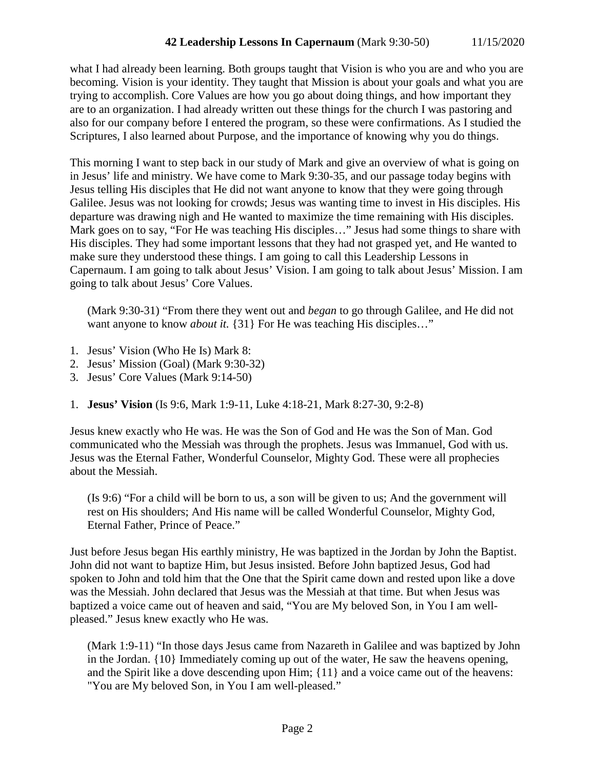what I had already been learning. Both groups taught that Vision is who you are and who you are becoming. Vision is your identity. They taught that Mission is about your goals and what you are trying to accomplish. Core Values are how you go about doing things, and how important they are to an organization. I had already written out these things for the church I was pastoring and also for our company before I entered the program, so these were confirmations. As I studied the Scriptures, I also learned about Purpose, and the importance of knowing why you do things.

This morning I want to step back in our study of Mark and give an overview of what is going on in Jesus' life and ministry. We have come to Mark 9:30-35, and our passage today begins with Jesus telling His disciples that He did not want anyone to know that they were going through Galilee. Jesus was not looking for crowds; Jesus was wanting time to invest in His disciples. His departure was drawing nigh and He wanted to maximize the time remaining with His disciples. Mark goes on to say, "For He was teaching His disciples…" Jesus had some things to share with His disciples. They had some important lessons that they had not grasped yet, and He wanted to make sure they understood these things. I am going to call this Leadership Lessons in Capernaum. I am going to talk about Jesus' Vision. I am going to talk about Jesus' Mission. I am going to talk about Jesus' Core Values.

> (Mark 9:30-31) "From there they went out and *began* to go through Galilee, and He did not want anyone to know *about it.* {31} For He was teaching His disciples…"

1. Jesus' Vision (Who He Is) Mark 8:
2. Jesus' Mission (Goal) (Mark 9:30-32)
3. Jesus' Core Values (Mark 9:14-50)

1. **Jesus' Vision** (Is 9:6, Mark 1:9-11, Luke 4:18-21, Mark 8:27-30, 9:2-8)

Jesus knew exactly who He was. He was the Son of God and He was the Son of Man. God communicated who the Messiah was through the prophets. Jesus was Immanuel, God with us. Jesus was the Eternal Father, Wonderful Counselor, Mighty God. These were all prophecies about the Messiah.

> (Is 9:6) "For a child will be born to us, a son will be given to us; And the government will rest on His shoulders; And His name will be called Wonderful Counselor, Mighty God, Eternal Father, Prince of Peace."

Just before Jesus began His earthly ministry, He was baptized in the Jordan by John the Baptist. John did not want to baptize Him, but Jesus insisted. Before John baptized Jesus, God had spoken to John and told him that the One that the Spirit came down and rested upon like a dove was the Messiah. John declared that Jesus was the Messiah at that time. But when Jesus was baptized a voice came out of heaven and said, "You are My beloved Son, in You I am well-pleased." Jesus knew exactly who He was.

> (Mark 1:9-11) "In those days Jesus came from Nazareth in Galilee and was baptized by John in the Jordan. {10} Immediately coming up out of the water, He saw the heavens opening, and the Spirit like a dove descending upon Him; {11} and a voice came out of the heavens: "You are My beloved Son, in You I am well-pleased."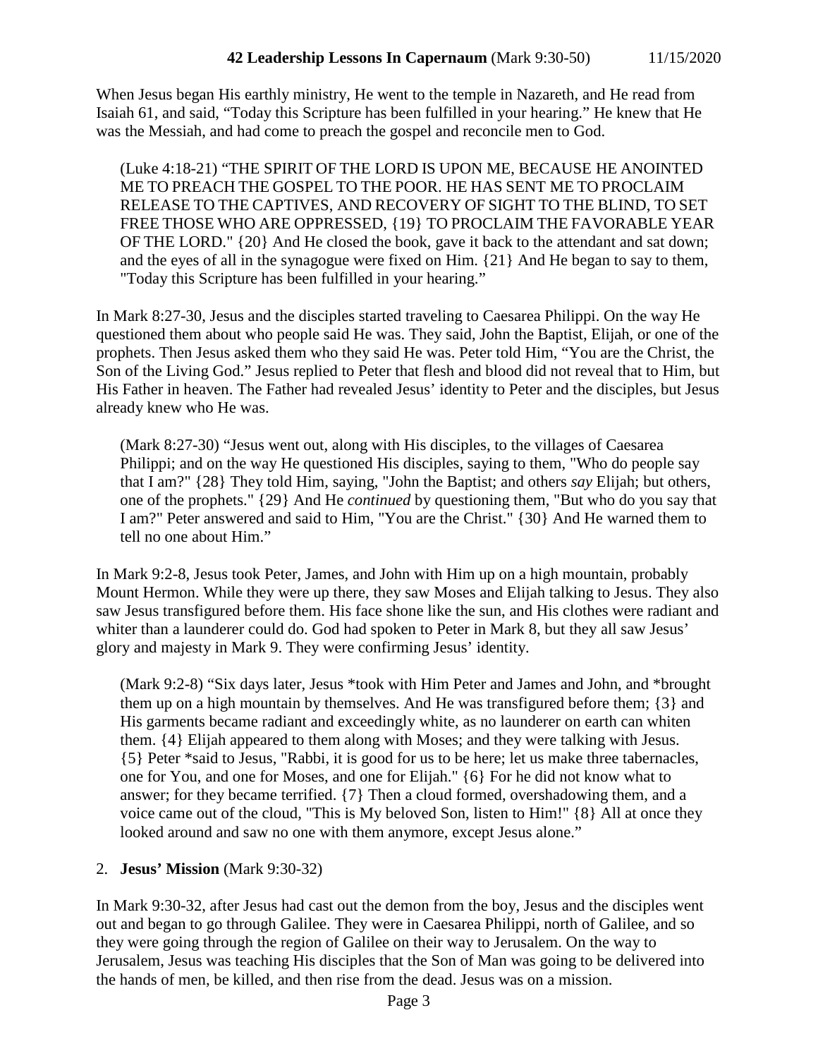When Jesus began His earthly ministry, He went to the temple in Nazareth, and He read from Isaiah 61, and said, “Today this Scripture has been fulfilled in your hearing.” He knew that He was the Messiah, and had come to preach the gospel and reconcile men to God.

> (Luke 4:18-21) “THE SPIRIT OF THE LORD IS UPON ME, BECAUSE HE ANOINTED ME TO PREACH THE GOSPEL TO THE POOR. HE HAS SENT ME TO PROCLAIM RELEASE TO THE CAPTIVES, AND RECOVERY OF SIGHT TO THE BLIND, TO SET FREE THOSE WHO ARE OPPRESSED, {19} TO PROCLAIM THE FAVORABLE YEAR OF THE LORD." {20} And He closed the book, gave it back to the attendant and sat down; and the eyes of all in the synagogue were fixed on Him. {21} And He began to say to them, "Today this Scripture has been fulfilled in your hearing.”

In Mark 8:27-30, Jesus and the disciples started traveling to Caesarea Philippi. On the way He questioned them about who people said He was. They said, John the Baptist, Elijah, or one of the prophets. Then Jesus asked them who they said He was. Peter told Him, “You are the Christ, the Son of the Living God.” Jesus replied to Peter that flesh and blood did not reveal that to Him, but His Father in heaven. The Father had revealed Jesus’ identity to Peter and the disciples, but Jesus already knew who He was.

> (Mark 8:27-30) “Jesus went out, along with His disciples, to the villages of Caesarea Philippi; and on the way He questioned His disciples, saying to them, "Who do people say that I am?" {28} They told Him, saying, "John the Baptist; and others *say* Elijah; but others, one of the prophets." {29} And He *continued* by questioning them, "But who do you say that I am?" Peter answered and said to Him, "You are the Christ." {30} And He warned them to tell no one about Him.”

In Mark 9:2-8, Jesus took Peter, James, and John with Him up on a high mountain, probably Mount Hermon. While they were up there, they saw Moses and Elijah talking to Jesus. They also saw Jesus transfigured before them. His face shone like the sun, and His clothes were radiant and whiter than a launderer could do. God had spoken to Peter in Mark 8, but they all saw Jesus’ glory and majesty in Mark 9. They were confirming Jesus’ identity.

> (Mark 9:2-8) “Six days later, Jesus *took with Him Peter and James and John, and *brought them up on a high mountain by themselves. And He was transfigured before them; {3} and His garments became radiant and exceedingly white, as no launderer on earth can whiten them. {4} Elijah appeared to them along with Moses; and they were talking with Jesus. {5} Peter *said to Jesus, "Rabbi, it is good for us to be here; let us make three tabernacles, one for You, and one for Moses, and one for Elijah." {6} For he did not know what to answer; for they became terrified. {7} Then a cloud formed, overshadowing them, and a voice came out of the cloud, "This is My beloved Son, listen to Him!" {8} All at once they looked around and saw no one with them anymore, except Jesus alone.”

2. **Jesus’ Mission** (Mark 9:30-32)

In Mark 9:30-32, after Jesus had cast out the demon from the boy, Jesus and the disciples went out and began to go through Galilee. They were in Caesarea Philippi, north of Galilee, and so they were going through the region of Galilee on their way to Jerusalem. On the way to Jerusalem, Jesus was teaching His disciples that the Son of Man was going to be delivered into the hands of men, be killed, and then rise from the dead. Jesus was on a mission.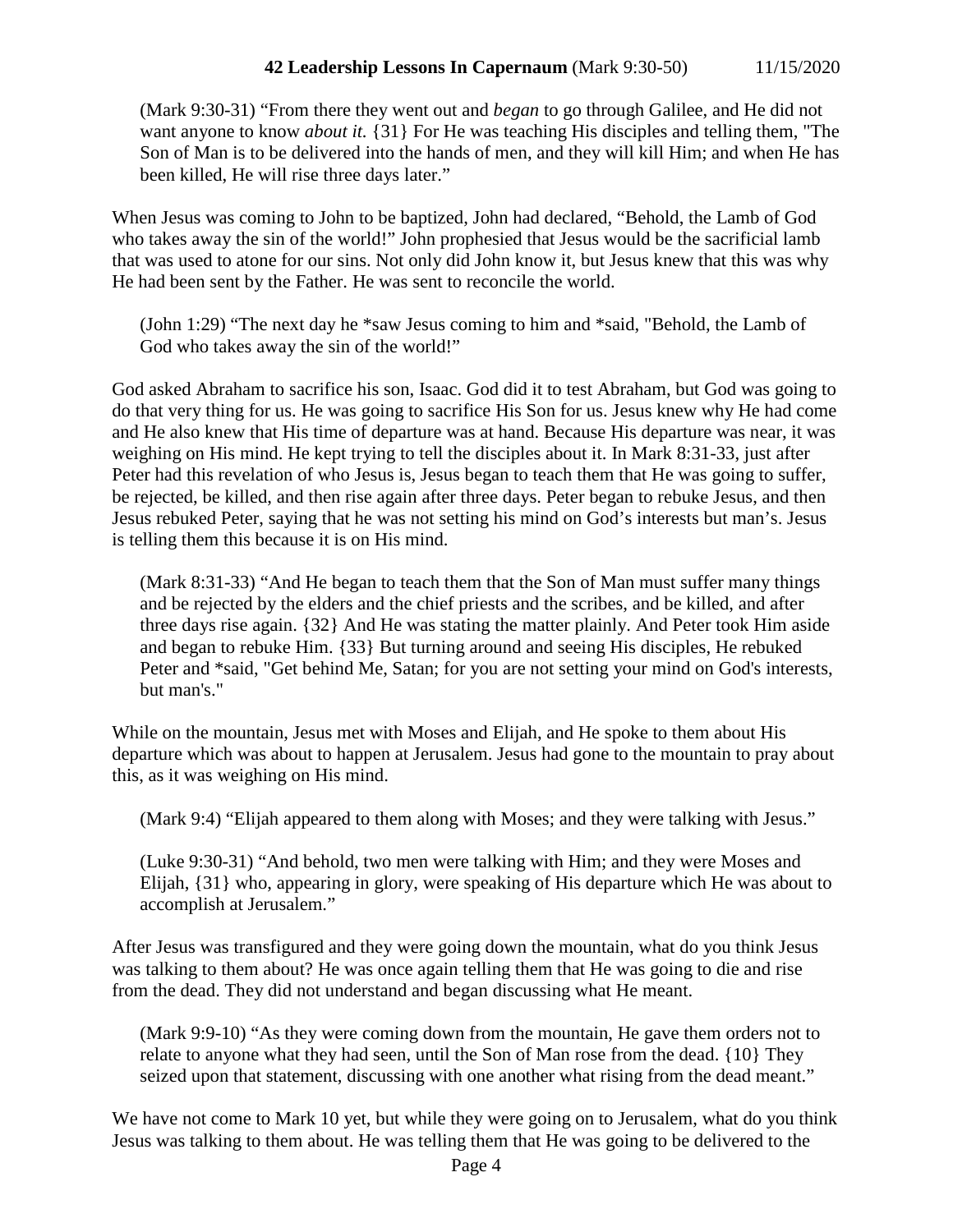(Mark 9:30-31) "From there they went out and *began* to go through Galilee, and He did not want anyone to know *about it*. {31} For He was teaching His disciples and telling them, "The Son of Man is to be delivered into the hands of men, and they will kill Him; and when He has been killed, He will rise three days later."

When Jesus was coming to John to be baptized, John had declared, "Behold, the Lamb of God who takes away the sin of the world!" John prophesied that Jesus would be the sacrificial lamb that was used to atone for our sins. Not only did John know it, but Jesus knew that this was why He had been sent by the Father. He was sent to reconcile the world.

(John 1:29) "The next day he *saw Jesus coming to him and *said, "Behold, the Lamb of God who takes away the sin of the world!"

God asked Abraham to sacrifice his son, Isaac. God did it to test Abraham, but God was going to do that very thing for us. He was going to sacrifice His Son for us. Jesus knew why He had come and He also knew that His time of departure was at hand. Because His departure was near, it was weighing on His mind. He kept trying to tell the disciples about it. In Mark 8:31-33, just after Peter had this revelation of who Jesus is, Jesus began to teach them that He was going to suffer, be rejected, be killed, and then rise again after three days. Peter began to rebuke Jesus, and then Jesus rebuked Peter, saying that he was not setting his mind on God's interests but man's. Jesus is telling them this because it is on His mind.

(Mark 8:31-33) "And He began to teach them that the Son of Man must suffer many things and be rejected by the elders and the chief priests and the scribes, and be killed, and after three days rise again. {32} And He was stating the matter plainly. And Peter took Him aside and began to rebuke Him. {33} But turning around and seeing His disciples, He rebuked Peter and *said, "Get behind Me, Satan; for you are not setting your mind on God's interests, but man's."

While on the mountain, Jesus met with Moses and Elijah, and He spoke to them about His departure which was about to happen at Jerusalem. Jesus had gone to the mountain to pray about this, as it was weighing on His mind.

(Mark 9:4) "Elijah appeared to them along with Moses; and they were talking with Jesus."

(Luke 9:30-31) "And behold, two men were talking with Him; and they were Moses and Elijah, {31} who, appearing in glory, were speaking of His departure which He was about to accomplish at Jerusalem."

After Jesus was transfigured and they were going down the mountain, what do you think Jesus was talking to them about? He was once again telling them that He was going to die and rise from the dead. They did not understand and began discussing what He meant.

(Mark 9:9-10) "As they were coming down from the mountain, He gave them orders not to relate to anyone what they had seen, until the Son of Man rose from the dead. {10} They seized upon that statement, discussing with one another what rising from the dead meant."

We have not come to Mark 10 yet, but while they were going on to Jerusalem, what do you think Jesus was talking to them about. He was telling them that He was going to be delivered to the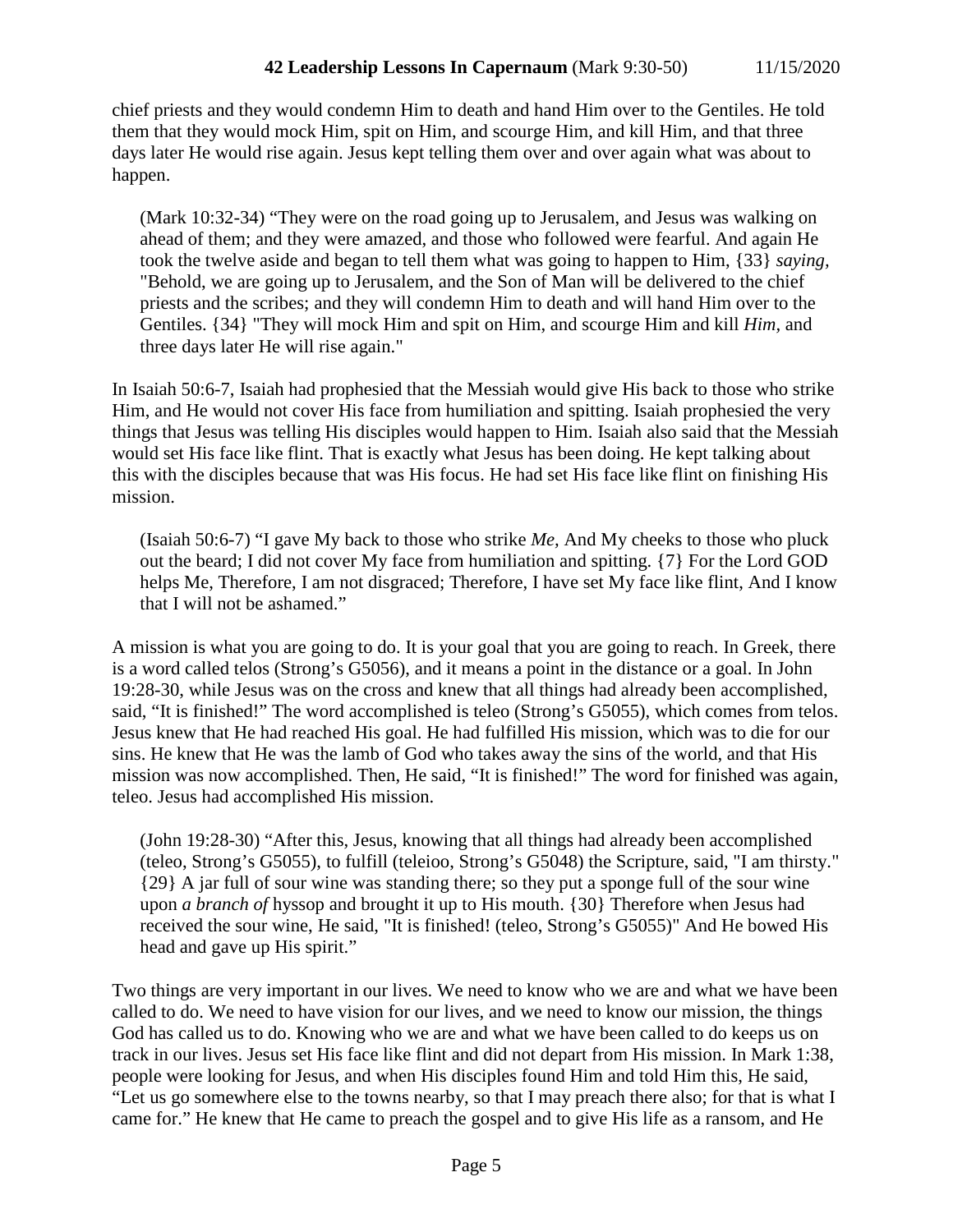chief priests and they would condemn Him to death and hand Him over to the Gentiles. He told them that they would mock Him, spit on Him, and scourge Him, and kill Him, and that three days later He would rise again. Jesus kept telling them over and over again what was about to happen.

> (Mark 10:32-34) "They were on the road going up to Jerusalem, and Jesus was walking on ahead of them; and they were amazed, and those who followed were fearful. And again He took the twelve aside and began to tell them what was going to happen to Him, {33} *saying,* "Behold, we are going up to Jerusalem, and the Son of Man will be delivered to the chief priests and the scribes; and they will condemn Him to death and will hand Him over to the Gentiles. {34} "They will mock Him and spit on Him, and scourge Him and kill *Him,* and three days later He will rise again."

In Isaiah 50:6-7, Isaiah had prophesied that the Messiah would give His back to those who strike Him, and He would not cover His face from humiliation and spitting. Isaiah prophesied the very things that Jesus was telling His disciples would happen to Him. Isaiah also said that the Messiah would set His face like flint. That is exactly what Jesus has been doing. He kept talking about this with the disciples because that was His focus. He had set His face like flint on finishing His mission.

> (Isaiah 50:6-7) "I gave My back to those who strike *Me,* And My cheeks to those who pluck out the beard; I did not cover My face from humiliation and spitting. {7} For the Lord GOD helps Me, Therefore, I am not disgraced; Therefore, I have set My face like flint, And I know that I will not be ashamed."

A mission is what you are going to do. It is your goal that you are going to reach. In Greek, there is a word called telos (Strong's G5056), and it means a point in the distance or a goal. In John 19:28-30, while Jesus was on the cross and knew that all things had already been accomplished, said, "It is finished!" The word accomplished is teleo (Strong's G5055), which comes from telos. Jesus knew that He had reached His goal. He had fulfilled His mission, which was to die for our sins. He knew that He was the lamb of God who takes away the sins of the world, and that His mission was now accomplished. Then, He said, "It is finished!" The word for finished was again, teleo. Jesus had accomplished His mission.

> (John 19:28-30) "After this, Jesus, knowing that all things had already been accomplished (teleo, Strong's G5055), to fulfill (teleioo, Strong's G5048) the Scripture, said, "I am thirsty." {29} A jar full of sour wine was standing there; so they put a sponge full of the sour wine upon *a branch of* hyssop and brought it up to His mouth. {30} Therefore when Jesus had received the sour wine, He said, "It is finished! (teleo, Strong's G5055)" And He bowed His head and gave up His spirit."

Two things are very important in our lives. We need to know who we are and what we have been called to do. We need to have vision for our lives, and we need to know our mission, the things God has called us to do. Knowing who we are and what we have been called to do keeps us on track in our lives. Jesus set His face like flint and did not depart from His mission. In Mark 1:38, people were looking for Jesus, and when His disciples found Him and told Him this, He said, "Let us go somewhere else to the towns nearby, so that I may preach there also; for that is what I came for." He knew that He came to preach the gospel and to give His life as a ransom, and He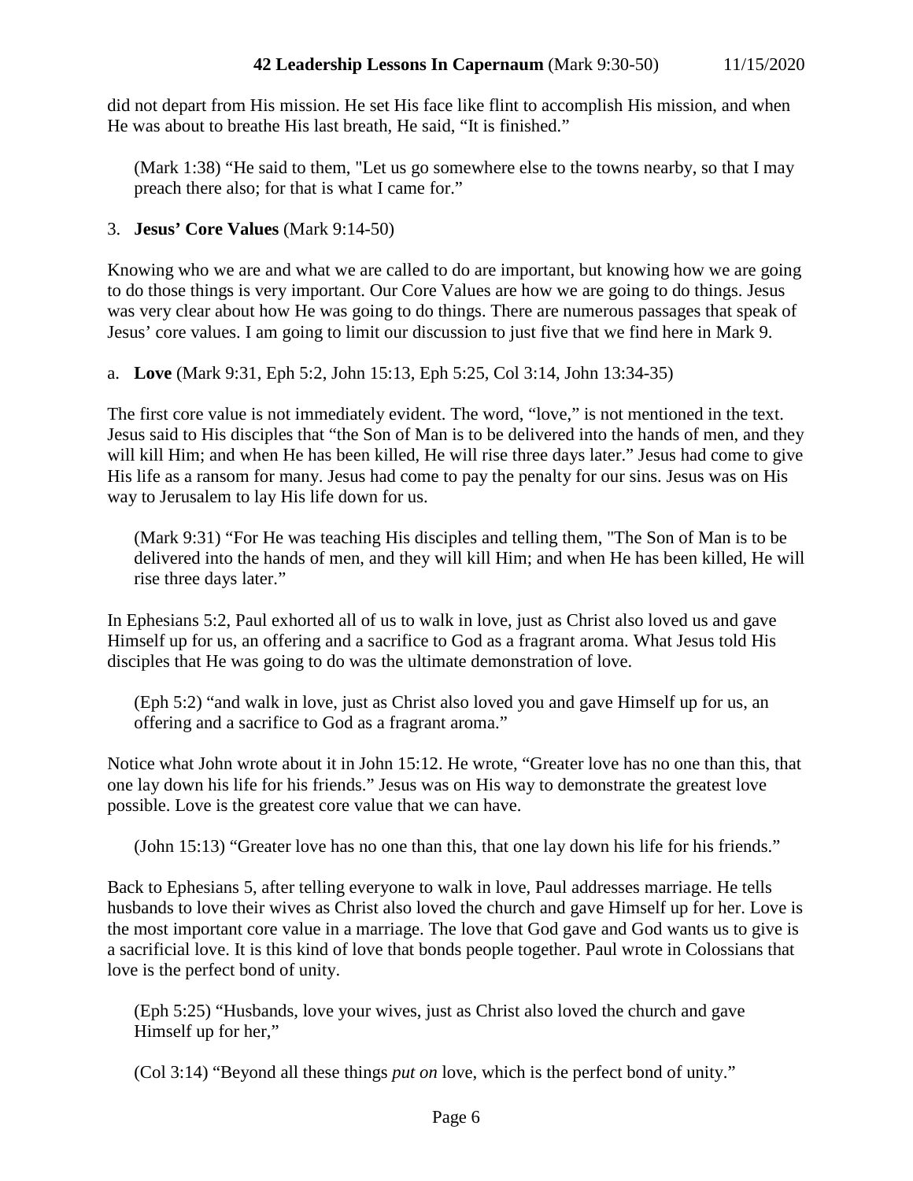did not depart from His mission. He set His face like flint to accomplish His mission, and when He was about to breathe His last breath, He said, "It is finished."

> (Mark 1:38) "He said to them, "Let us go somewhere else to the towns nearby, so that I may preach there also; for that is what I came for."

3. **Jesus' Core Values** (Mark 9:14-50)

Knowing who we are and what we are called to do are important, but knowing how we are going to do those things is very important. Our Core Values are how we are going to do things. Jesus was very clear about how He was going to do things. There are numerous passages that speak of Jesus' core values. I am going to limit our discussion to just five that we find here in Mark 9.

a. **Love** (Mark 9:31, Eph 5:2, John 15:13, Eph 5:25, Col 3:14, John 13:34-35)

The first core value is not immediately evident. The word, "love," is not mentioned in the text. Jesus said to His disciples that "the Son of Man is to be delivered into the hands of men, and they will kill Him; and when He has been killed, He will rise three days later." Jesus had come to give His life as a ransom for many. Jesus had come to pay the penalty for our sins. Jesus was on His way to Jerusalem to lay His life down for us.

> (Mark 9:31) "For He was teaching His disciples and telling them, "The Son of Man is to be delivered into the hands of men, and they will kill Him; and when He has been killed, He will rise three days later."

In Ephesians 5:2, Paul exhorted all of us to walk in love, just as Christ also loved us and gave Himself up for us, an offering and a sacrifice to God as a fragrant aroma. What Jesus told His disciples that He was going to do was the ultimate demonstration of love.

> (Eph 5:2) "and walk in love, just as Christ also loved you and gave Himself up for us, an offering and a sacrifice to God as a fragrant aroma."

Notice what John wrote about it in John 15:12. He wrote, "Greater love has no one than this, that one lay down his life for his friends." Jesus was on His way to demonstrate the greatest love possible. Love is the greatest core value that we can have.

> (John 15:13) "Greater love has no one than this, that one lay down his life for his friends."

Back to Ephesians 5, after telling everyone to walk in love, Paul addresses marriage. He tells husbands to love their wives as Christ also loved the church and gave Himself up for her. Love is the most important core value in a marriage. The love that God gave and God wants us to give is a sacrificial love. It is this kind of love that bonds people together. Paul wrote in Colossians that love is the perfect bond of unity.

> (Eph 5:25) "Husbands, love your wives, just as Christ also loved the church and gave Himself up for her,"

> (Col 3:14) "Beyond all these things *put on* love, which is the perfect bond of unity."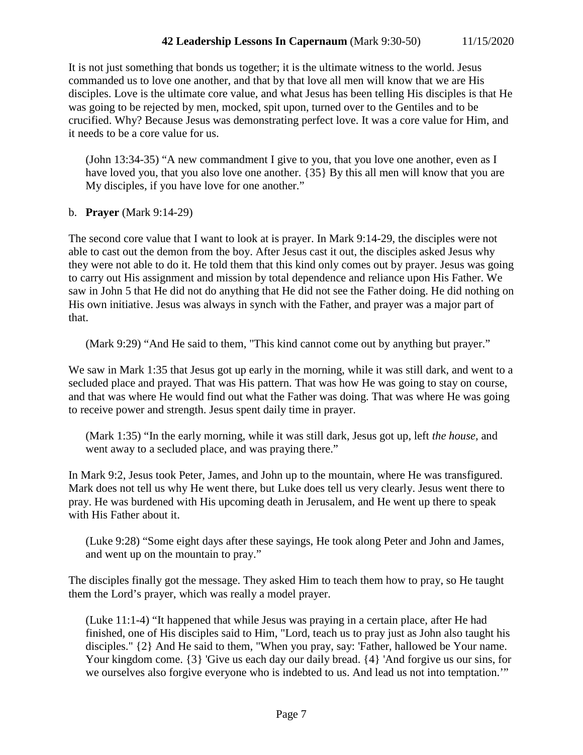It is not just something that bonds us together; it is the ultimate witness to the world. Jesus commanded us to love one another, and that by that love all men will know that we are His disciples. Love is the ultimate core value, and what Jesus has been telling His disciples is that He was going to be rejected by men, mocked, spit upon, turned over to the Gentiles and to be crucified. Why? Because Jesus was demonstrating perfect love. It was a core value for Him, and it needs to be a core value for us.

> (John 13:34-35) "A new commandment I give to you, that you love one another, even as I have loved you, that you also love one another. {35} By this all men will know that you are My disciples, if you have love for one another."

b. **Prayer** (Mark 9:14-29)

The second core value that I want to look at is prayer. In Mark 9:14-29, the disciples were not able to cast out the demon from the boy. After Jesus cast it out, the disciples asked Jesus why they were not able to do it. He told them that this kind only comes out by prayer. Jesus was going to carry out His assignment and mission by total dependence and reliance upon His Father. We saw in John 5 that He did not do anything that He did not see the Father doing. He did nothing on His own initiative. Jesus was always in synch with the Father, and prayer was a major part of that.

> (Mark 9:29) "And He said to them, "This kind cannot come out by anything but prayer."

We saw in Mark 1:35 that Jesus got up early in the morning, while it was still dark, and went to a secluded place and prayed. That was His pattern. That was how He was going to stay on course, and that was where He would find out what the Father was doing. That was where He was going to receive power and strength. Jesus spent daily time in prayer.

> (Mark 1:35) "In the early morning, while it was still dark, Jesus got up, left *the house,* and went away to a secluded place, and was praying there."

In Mark 9:2, Jesus took Peter, James, and John up to the mountain, where He was transfigured. Mark does not tell us why He went there, but Luke does tell us very clearly. Jesus went there to pray. He was burdened with His upcoming death in Jerusalem, and He went up there to speak with His Father about it.

> (Luke 9:28) "Some eight days after these sayings, He took along Peter and John and James, and went up on the mountain to pray."

The disciples finally got the message. They asked Him to teach them how to pray, so He taught them the Lord's prayer, which was really a model prayer.

> (Luke 11:1-4) "It happened that while Jesus was praying in a certain place, after He had finished, one of His disciples said to Him, "Lord, teach us to pray just as John also taught his disciples." {2} And He said to them, "When you pray, say: 'Father, hallowed be Your name. Your kingdom come. {3} 'Give us each day our daily bread. {4} 'And forgive us our sins, for we ourselves also forgive everyone who is indebted to us. And lead us not into temptation.'"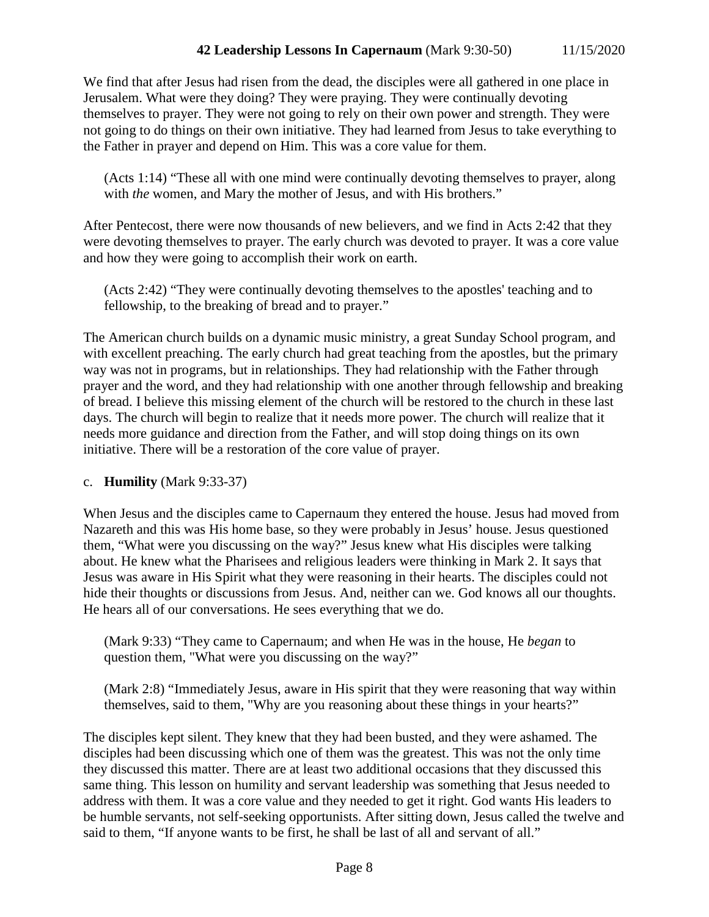We find that after Jesus had risen from the dead, the disciples were all gathered in one place in Jerusalem. What were they doing? They were praying. They were continually devoting themselves to prayer. They were not going to rely on their own power and strength. They were not going to do things on their own initiative. They had learned from Jesus to take everything to the Father in prayer and depend on Him. This was a core value for them.

> (Acts 1:14) "These all with one mind were continually devoting themselves to prayer, along with *the* women, and Mary the mother of Jesus, and with His brothers."

After Pentecost, there were now thousands of new believers, and we find in Acts 2:42 that they were devoting themselves to prayer. The early church was devoted to prayer. It was a core value and how they were going to accomplish their work on earth.

> (Acts 2:42) "They were continually devoting themselves to the apostles' teaching and to fellowship, to the breaking of bread and to prayer."

The American church builds on a dynamic music ministry, a great Sunday School program, and with excellent preaching. The early church had great teaching from the apostles, but the primary way was not in programs, but in relationships. They had relationship with the Father through prayer and the word, and they had relationship with one another through fellowship and breaking of bread. I believe this missing element of the church will be restored to the church in these last days. The church will begin to realize that it needs more power. The church will realize that it needs more guidance and direction from the Father, and will stop doing things on its own initiative. There will be a restoration of the core value of prayer.

c. **Humility** (Mark 9:33-37)

When Jesus and the disciples came to Capernaum they entered the house. Jesus had moved from Nazareth and this was His home base, so they were probably in Jesus' house. Jesus questioned them, "What were you discussing on the way?" Jesus knew what His disciples were talking about. He knew what the Pharisees and religious leaders were thinking in Mark 2. It says that Jesus was aware in His Spirit what they were reasoning in their hearts. The disciples could not hide their thoughts or discussions from Jesus. And, neither can we. God knows all our thoughts. He hears all of our conversations. He sees everything that we do.

> (Mark 9:33) "They came to Capernaum; and when He was in the house, He *began* to question them, "What were you discussing on the way?"

> (Mark 2:8) "Immediately Jesus, aware in His spirit that they were reasoning that way within themselves, said to them, "Why are you reasoning about these things in your hearts?"

The disciples kept silent. They knew that they had been busted, and they were ashamed. The disciples had been discussing which one of them was the greatest. This was not the only time they discussed this matter. There are at least two additional occasions that they discussed this same thing. This lesson on humility and servant leadership was something that Jesus needed to address with them. It was a core value and they needed to get it right. God wants His leaders to be humble servants, not self-seeking opportunists. After sitting down, Jesus called the twelve and said to them, "If anyone wants to be first, he shall be last of all and servant of all."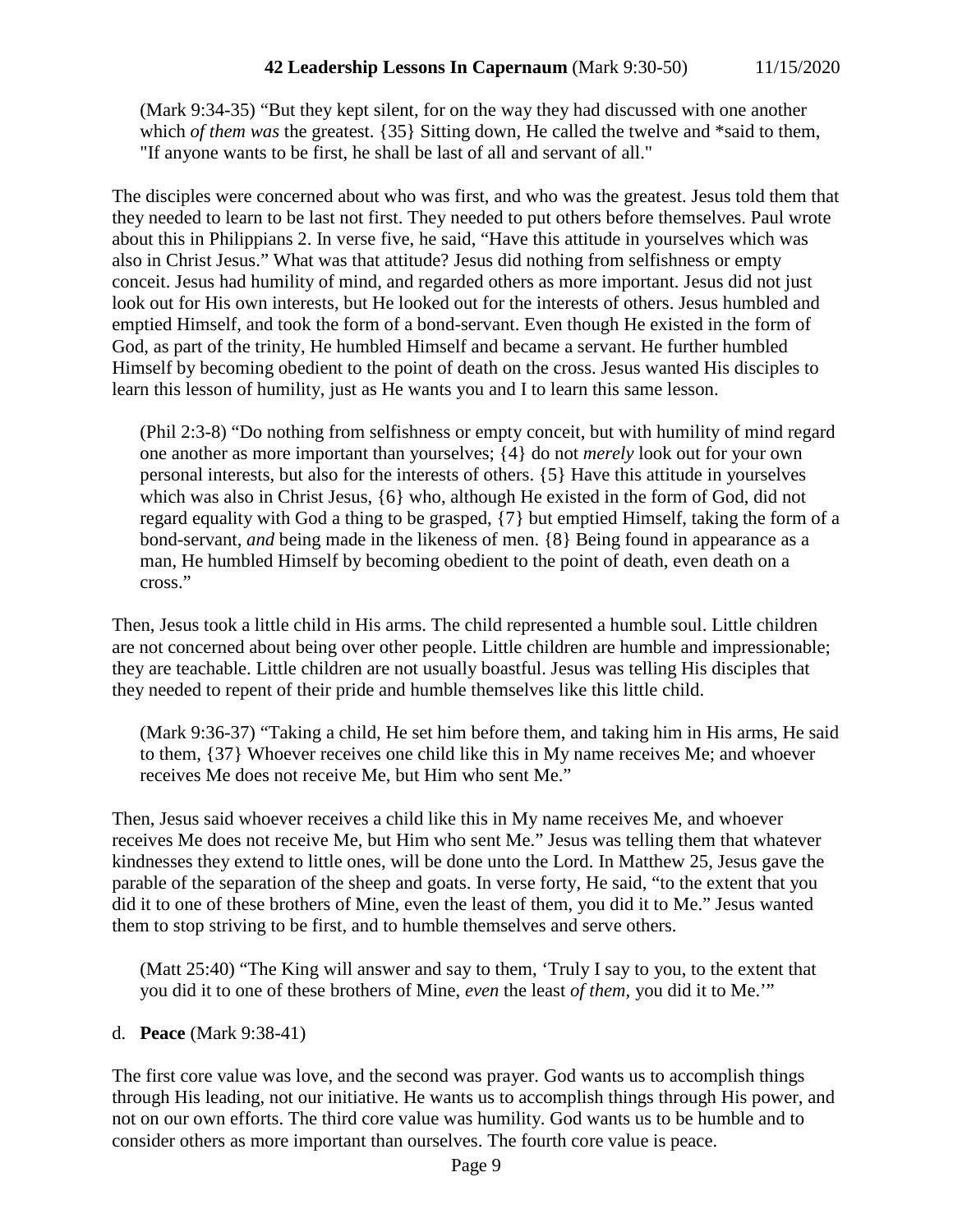(Mark 9:34-35) "But they kept silent, for on the way they had discussed with one another which *of them was* the greatest. {35} Sitting down, He called the twelve and *said to them, "If anyone wants to be first, he shall be last of all and servant of all."

The disciples were concerned about who was first, and who was the greatest. Jesus told them that they needed to learn to be last not first. They needed to put others before themselves. Paul wrote about this in Philippians 2. In verse five, he said, "Have this attitude in yourselves which was also in Christ Jesus." What was that attitude? Jesus did nothing from selfishness or empty conceit. Jesus had humility of mind, and regarded others as more important. Jesus did not just look out for His own interests, but He looked out for the interests of others. Jesus humbled and emptied Himself, and took the form of a bond-servant. Even though He existed in the form of God, as part of the trinity, He humbled Himself and became a servant. He further humbled Himself by becoming obedient to the point of death on the cross. Jesus wanted His disciples to learn this lesson of humility, just as He wants you and I to learn this same lesson.

(Phil 2:3-8) "Do nothing from selfishness or empty conceit, but with humility of mind regard one another as more important than yourselves; {4} do not *merely* look out for your own personal interests, but also for the interests of others. {5} Have this attitude in yourselves which was also in Christ Jesus, {6} who, although He existed in the form of God, did not regard equality with God a thing to be grasped, {7} but emptied Himself, taking the form of a bond-servant, *and* being made in the likeness of men. {8} Being found in appearance as a man, He humbled Himself by becoming obedient to the point of death, even death on a cross."

Then, Jesus took a little child in His arms. The child represented a humble soul. Little children are not concerned about being over other people. Little children are humble and impressionable; they are teachable. Little children are not usually boastful. Jesus was telling His disciples that they needed to repent of their pride and humble themselves like this little child.

(Mark 9:36-37) "Taking a child, He set him before them, and taking him in His arms, He said to them, {37} Whoever receives one child like this in My name receives Me; and whoever receives Me does not receive Me, but Him who sent Me."

Then, Jesus said whoever receives a child like this in My name receives Me, and whoever receives Me does not receive Me, but Him who sent Me." Jesus was telling them that whatever kindnesses they extend to little ones, will be done unto the Lord. In Matthew 25, Jesus gave the parable of the separation of the sheep and goats. In verse forty, He said, "to the extent that you did it to one of these brothers of Mine, even the least of them, you did it to Me." Jesus wanted them to stop striving to be first, and to humble themselves and serve others.

(Matt 25:40) "The King will answer and say to them, 'Truly I say to you, to the extent that you did it to one of these brothers of Mine, *even* the least *of them,* you did it to Me.'"

d. **Peace** (Mark 9:38-41)

The first core value was love, and the second was prayer. God wants us to accomplish things through His leading, not our initiative. He wants us to accomplish things through His power, and not on our own efforts. The third core value was humility. God wants us to be humble and to consider others as more important than ourselves. The fourth core value is peace.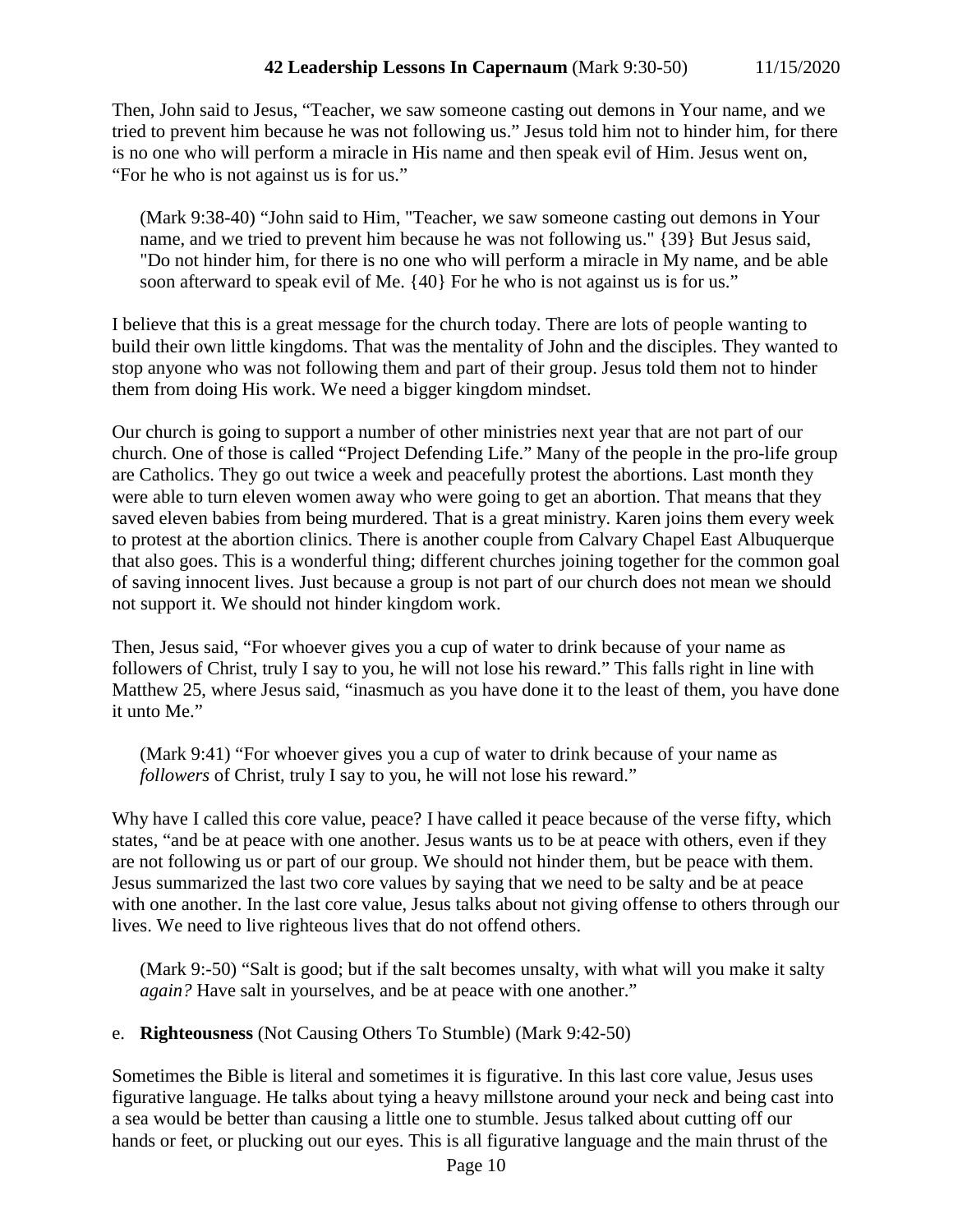Then, John said to Jesus, “Teacher, we saw someone casting out demons in Your name, and we tried to prevent him because he was not following us.” Jesus told him not to hinder him, for there is no one who will perform a miracle in His name and then speak evil of Him. Jesus went on, “For he who is not against us is for us.”

> (Mark 9:38-40) “John said to Him, "Teacher, we saw someone casting out demons in Your name, and we tried to prevent him because he was not following us." {39} But Jesus said, "Do not hinder him, for there is no one who will perform a miracle in My name, and be able soon afterward to speak evil of Me. {40} For he who is not against us is for us.”

I believe that this is a great message for the church today. There are lots of people wanting to build their own little kingdoms. That was the mentality of John and the disciples. They wanted to stop anyone who was not following them and part of their group. Jesus told them not to hinder them from doing His work. We need a bigger kingdom mindset.

Our church is going to support a number of other ministries next year that are not part of our church. One of those is called “Project Defending Life.” Many of the people in the pro-life group are Catholics. They go out twice a week and peacefully protest the abortions. Last month they were able to turn eleven women away who were going to get an abortion. That means that they saved eleven babies from being murdered. That is a great ministry. Karen joins them every week to protest at the abortion clinics. There is another couple from Calvary Chapel East Albuquerque that also goes. This is a wonderful thing; different churches joining together for the common goal of saving innocent lives. Just because a group is not part of our church does not mean we should not support it. We should not hinder kingdom work.

Then, Jesus said, “For whoever gives you a cup of water to drink because of your name as followers of Christ, truly I say to you, he will not lose his reward.” This falls right in line with Matthew 25, where Jesus said, “inasmuch as you have done it to the least of them, you have done it unto Me.”

> (Mark 9:41) “For whoever gives you a cup of water to drink because of your name as *followers* of Christ, truly I say to you, he will not lose his reward.”

Why have I called this core value, peace? I have called it peace because of the verse fifty, which states, “and be at peace with one another. Jesus wants us to be at peace with others, even if they are not following us or part of our group. We should not hinder them, but be peace with them. Jesus summarized the last two core values by saying that we need to be salty and be at peace with one another. In the last core value, Jesus talks about not giving offense to others through our lives. We need to live righteous lives that do not offend others.

> (Mark 9:-50) “Salt is good; but if the salt becomes unsalty, with what will you make it salty *again?* Have salt in yourselves, and be at peace with one another.”

e. **Righteousness** (Not Causing Others To Stumble) (Mark 9:42-50)

Sometimes the Bible is literal and sometimes it is figurative. In this last core value, Jesus uses figurative language. He talks about tying a heavy millstone around your neck and being cast into a sea would be better than causing a little one to stumble. Jesus talked about cutting off our hands or feet, or plucking out our eyes. This is all figurative language and the main thrust of the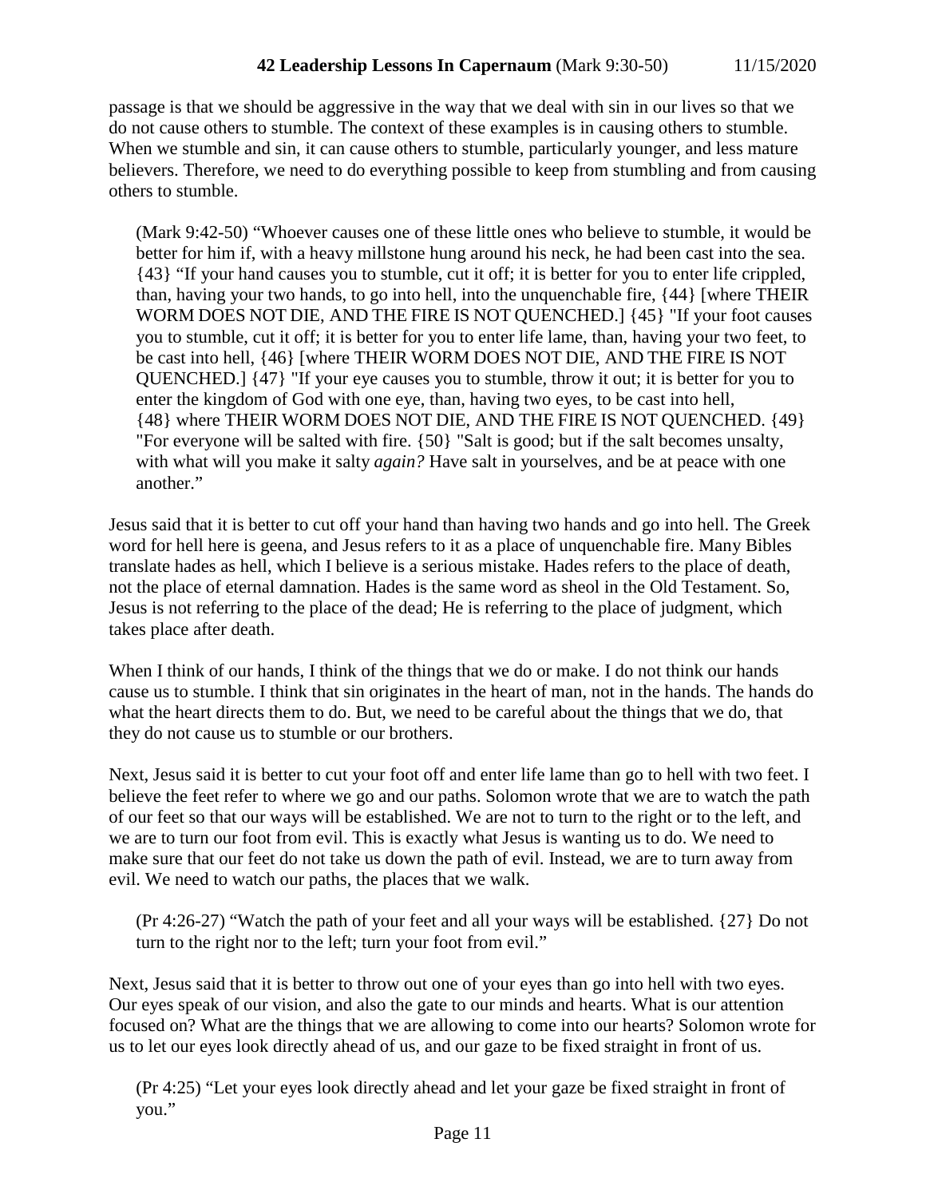passage is that we should be aggressive in the way that we deal with sin in our lives so that we do not cause others to stumble. The context of these examples is in causing others to stumble. When we stumble and sin, it can cause others to stumble, particularly younger, and less mature believers. Therefore, we need to do everything possible to keep from stumbling and from causing others to stumble.

> (Mark 9:42-50) "Whoever causes one of these little ones who believe to stumble, it would be better for him if, with a heavy millstone hung around his neck, he had been cast into the sea. {43} "If your hand causes you to stumble, cut it off; it is better for you to enter life crippled, than, having your two hands, to go into hell, into the unquenchable fire, {44} [where THEIR WORM DOES NOT DIE, AND THE FIRE IS NOT QUENCHED.] {45} "If your foot causes you to stumble, cut it off; it is better for you to enter life lame, than, having your two feet, to be cast into hell, {46} [where THEIR WORM DOES NOT DIE, AND THE FIRE IS NOT QUENCHED.] {47} "If your eye causes you to stumble, throw it out; it is better for you to enter the kingdom of God with one eye, than, having two eyes, to be cast into hell, {48} where THEIR WORM DOES NOT DIE, AND THE FIRE IS NOT QUENCHED. {49} "For everyone will be salted with fire. {50} "Salt is good; but if the salt becomes unsalty, with what will you make it salty *again?* Have salt in yourselves, and be at peace with one another."

Jesus said that it is better to cut off your hand than having two hands and go into hell. The Greek word for hell here is geena, and Jesus refers to it as a place of unquenchable fire. Many Bibles translate hades as hell, which I believe is a serious mistake. Hades refers to the place of death, not the place of eternal damnation. Hades is the same word as sheol in the Old Testament. So, Jesus is not referring to the place of the dead; He is referring to the place of judgment, which takes place after death.

When I think of our hands, I think of the things that we do or make. I do not think our hands cause us to stumble. I think that sin originates in the heart of man, not in the hands. The hands do what the heart directs them to do. But, we need to be careful about the things that we do, that they do not cause us to stumble or our brothers.

Next, Jesus said it is better to cut your foot off and enter life lame than go to hell with two feet. I believe the feet refer to where we go and our paths. Solomon wrote that we are to watch the path of our feet so that our ways will be established. We are not to turn to the right or to the left, and we are to turn our foot from evil. This is exactly what Jesus is wanting us to do. We need to make sure that our feet do not take us down the path of evil. Instead, we are to turn away from evil. We need to watch our paths, the places that we walk.

> (Pr 4:26-27) "Watch the path of your feet and all your ways will be established. {27} Do not turn to the right nor to the left; turn your foot from evil."

Next, Jesus said that it is better to throw out one of your eyes than go into hell with two eyes. Our eyes speak of our vision, and also the gate to our minds and hearts. What is our attention focused on? What are the things that we are allowing to come into our hearts? Solomon wrote for us to let our eyes look directly ahead of us, and our gaze to be fixed straight in front of us.

> (Pr 4:25) "Let your eyes look directly ahead and let your gaze be fixed straight in front of you."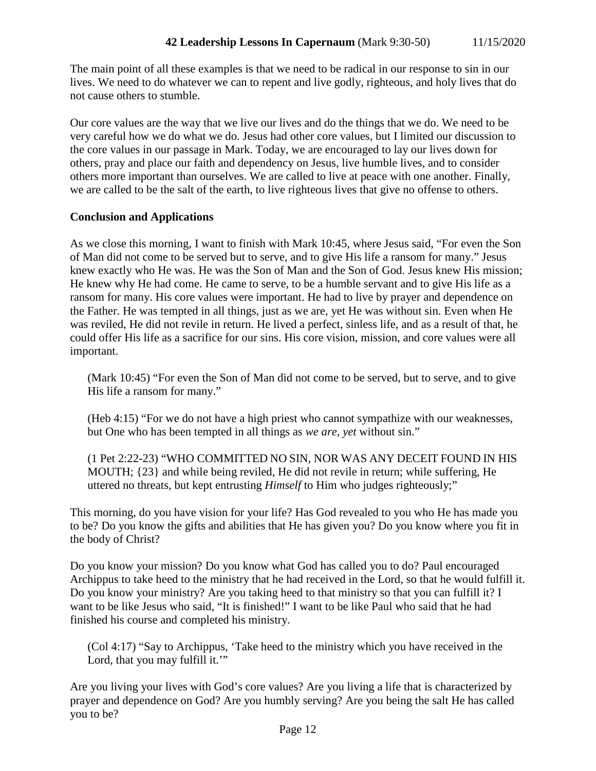The main point of all these examples is that we need to be radical in our response to sin in our lives. We need to do whatever we can to repent and live godly, righteous, and holy lives that do not cause others to stumble.

Our core values are the way that we live our lives and do the things that we do. We need to be very careful how we do what we do. Jesus had other core values, but I limited our discussion to the core values in our passage in Mark. Today, we are encouraged to lay our lives down for others, pray and place our faith and dependency on Jesus, live humble lives, and to consider others more important than ourselves. We are called to live at peace with one another. Finally, we are called to be the salt of the earth, to live righteous lives that give no offense to others.

**Conclusion and Applications**

As we close this morning, I want to finish with Mark 10:45, where Jesus said, "For even the Son of Man did not come to be served but to serve, and to give His life a ransom for many." Jesus knew exactly who He was. He was the Son of Man and the Son of God. Jesus knew His mission; He knew why He had come. He came to serve, to be a humble servant and to give His life as a ransom for many. His core values were important. He had to live by prayer and dependence on the Father. He was tempted in all things, just as we are, yet He was without sin. Even when He was reviled, He did not revile in return. He lived a perfect, sinless life, and as a result of that, he could offer His life as a sacrifice for our sins. His core vision, mission, and core values were all important.

> (Mark 10:45) "For even the Son of Man did not come to be served, but to serve, and to give His life a ransom for many."

> (Heb 4:15) "For we do not have a high priest who cannot sympathize with our weaknesses, but One who has been tempted in all things as *we are, yet* without sin."

> (1 Pet 2:22-23) "WHO COMMITTED NO SIN, NOR WAS ANY DECEIT FOUND IN HIS MOUTH; {23} and while being reviled, He did not revile in return; while suffering, He uttered no threats, but kept entrusting *Himself* to Him who judges righteously;"

This morning, do you have vision for your life? Has God revealed to you who He has made you to be? Do you know the gifts and abilities that He has given you? Do you know where you fit in the body of Christ?

Do you know your mission? Do you know what God has called you to do? Paul encouraged Archippus to take heed to the ministry that he had received in the Lord, so that he would fulfill it. Do you know your ministry? Are you taking heed to that ministry so that you can fulfill it? I want to be like Jesus who said, "It is finished!" I want to be like Paul who said that he had finished his course and completed his ministry.

> (Col 4:17) "Say to Archippus, 'Take heed to the ministry which you have received in the Lord, that you may fulfill it.'"

Are you living your lives with God's core values? Are you living a life that is characterized by prayer and dependence on God? Are you humbly serving? Are you being the salt He has called you to be?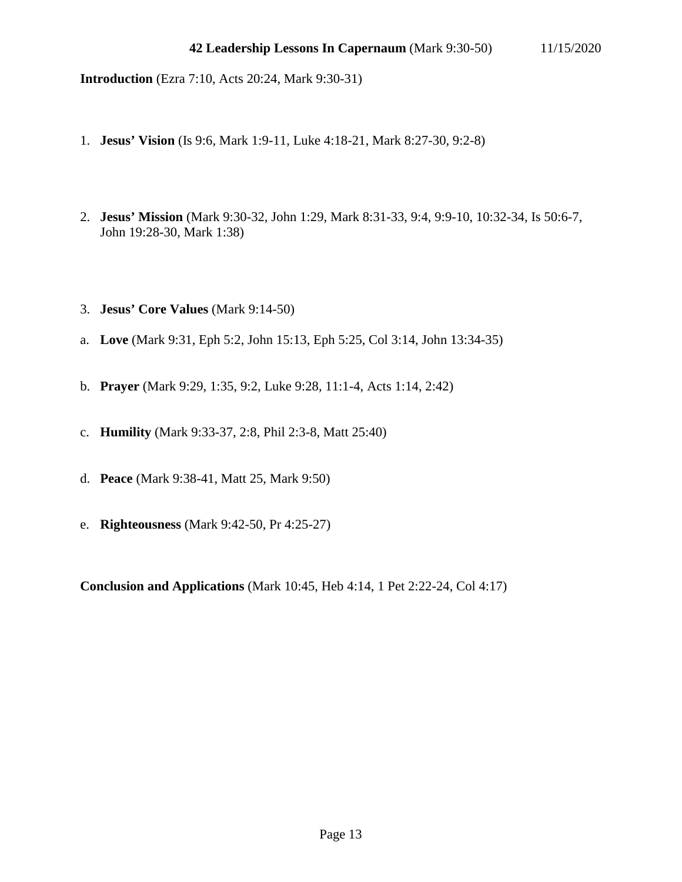# 42 Leadership Lessons In Capernaum (Mark 9:30-50) 11/15/2020

**Introduction** (Ezra 7:10, Acts 20:24, Mark 9:30-31)

1. **Jesus' Vision** (Is 9:6, Mark 1:9-11, Luke 4:18-21, Mark 8:27-30, 9:2-8)

2. **Jesus' Mission** (Mark 9:30-32, John 1:29, Mark 8:31-33, 9:4, 9:9-10, 10:32-34, Is 50:6-7, John 19:28-30, Mark 1:38)

3. **Jesus' Core Values** (Mark 9:14-50)

a. **Love** (Mark 9:31, Eph 5:2, John 15:13, Eph 5:25, Col 3:14, John 13:34-35)

b. **Prayer** (Mark 9:29, 1:35, 9:2, Luke 9:28, 11:1-4, Acts 1:14, 2:42)

c. **Humility** (Mark 9:33-37, 2:8, Phil 2:3-8, Matt 25:40)

d. **Peace** (Mark 9:38-41, Matt 25, Mark 9:50)

e. **Righteousness** (Mark 9:42-50, Pr 4:25-27)

**Conclusion and Applications** (Mark 10:45, Heb 4:14, 1 Pet 2:22-24, Col 4:17)